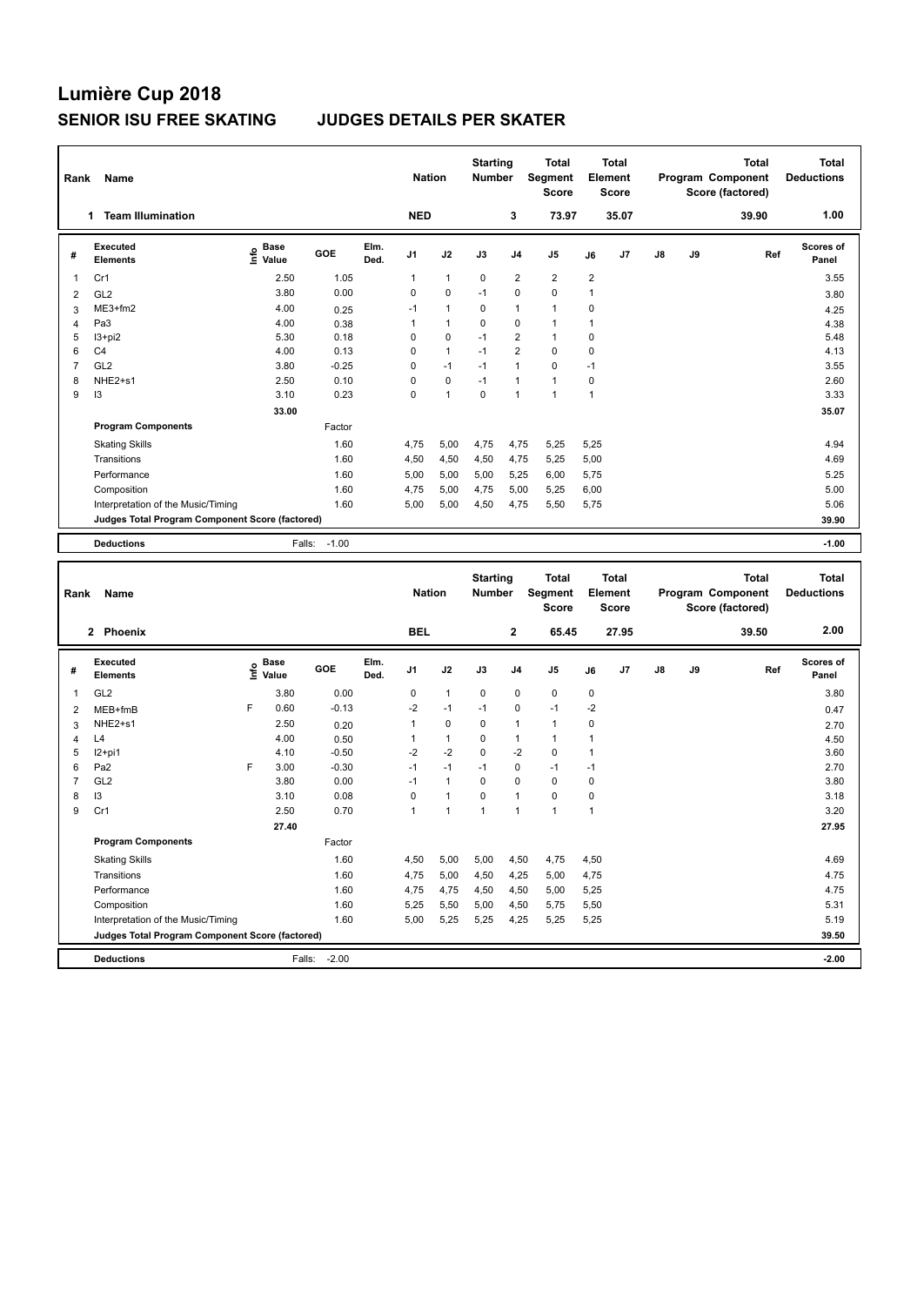# Lumière Cup 2018

## SENIOR ISU FREE SKATING JUDGES DETAILS PER SKATER

| Rank | Name | Nation | Starting Number | Total Segment Score | Total Element Score | Total Program Component Score (factored) | Total Deductions |
|---|---|---|---|---|---|---|---|
| 1 | Team Illumination | NED | 3 | 73.97 | 35.07 | 39.90 | 1.00 |

| # | Executed Elements | Info | Base Value | GOE | Elm. Ded. | J1 | J2 | J3 | J4 | J5 | J6 | J7 | J8 | J9 | Ref | Scores of Panel |
|---|---|---|---|---|---|---|---|---|---|---|---|---|---|---|---|---|
| 1 | Cr1 | | 2.50 | 1.05 | | 1 | 1 | 0 | 2 | 2 | 2 | | | | | 3.55 |
| 2 | GL2 | | 3.80 | 0.00 | | 0 | 0 | -1 | 0 | 0 | 1 | | | | | 3.80 |
| 3 | ME3+fm2 | | 4.00 | 0.25 | | -1 | 1 | 0 | 1 | 1 | 0 | | | | | 4.25 |
| 4 | Pa3 | | 4.00 | 0.38 | | 1 | 1 | 0 | 0 | 1 | 1 | | | | | 4.38 |
| 5 | I3+pi2 | | 5.30 | 0.18 | | 0 | 0 | -1 | 2 | 1 | 0 | | | | | 5.48 |
| 6 | C4 | | 4.00 | 0.13 | | 0 | 1 | -1 | 2 | 0 | 0 | | | | | 4.13 |
| 7 | GL2 | | 3.80 | -0.25 | | 0 | -1 | -1 | 1 | 0 | -1 | | | | | 3.55 |
| 8 | NHE2+s1 | | 2.50 | 0.10 | | 0 | 0 | -1 | 1 | 1 | 0 | | | | | 2.60 |
| 9 | I3 | | 3.10 | 0.23 | | 0 | 1 | 0 | 1 | 1 | 1 | | | | | 3.33 |
| | | | 33.00 | | | | | | | | | | | | | 35.07 |
| | **Program Components** | | | Factor | | | | | | | | | | | | |
| | Skating Skills | | | 1.60 | | 4,75 | 5,00 | 4,75 | 4,75 | 5,25 | 5,25 | | | | | 4.94 |
| | Transitions | | | 1.60 | | 4,50 | 4,50 | 4,50 | 4,75 | 5,25 | 5,00 | | | | | 4.69 |
| | Performance | | | 1.60 | | 5,00 | 5,00 | 5,00 | 5,25 | 6,00 | 5,75 | | | | | 5.25 |
| | Composition | | | 1.60 | | 4,75 | 5,00 | 4,75 | 5,00 | 5,25 | 6,00 | | | | | 5.00 |
| | Interpretation of the Music/Timing | | | 1.60 | | 5,00 | 5,00 | 4,50 | 4,75 | 5,50 | 5,75 | | | | | 5.06 |
| | **Judges Total Program Component Score (factored)** | | | | | | | | | | | | | | | 39.90 |
| | **Deductions** | | Falls: | -1.00 | | | | | | | | | | | | -1.00 |

| Rank | Name | Nation | Starting Number | Total Segment Score | Total Element Score | Total Program Component Score (factored) | Total Deductions |
|---|---|---|---|---|---|---|---|
| 2 | Phoenix | BEL | 2 | 65.45 | 27.95 | 39.50 | 2.00 |

| # | Executed Elements | Info | Base Value | GOE | Elm. Ded. | J1 | J2 | J3 | J4 | J5 | J6 | J7 | J8 | J9 | Ref | Scores of Panel |
|---|---|---|---|---|---|---|---|---|---|---|---|---|---|---|---|---|
| 1 | GL2 | | 3.80 | 0.00 | | 0 | 1 | 0 | 0 | 0 | 0 | | | | | 3.80 |
| 2 | MEB+fmB | F | 0.60 | -0.13 | | -2 | -1 | -1 | 0 | -1 | -2 | | | | | 0.47 |
| 3 | NHE2+s1 | | 2.50 | 0.20 | | 1 | 0 | 0 | 1 | 1 | 0 | | | | | 2.70 |
| 4 | L4 | | 4.00 | 0.50 | | 1 | 1 | 0 | 1 | 1 | 1 | | | | | 4.50 |
| 5 | I2+pi1 | | 4.10 | -0.50 | | -2 | -2 | 0 | -2 | 0 | 1 | | | | | 3.60 |
| 6 | Pa2 | F | 3.00 | -0.30 | | -1 | -1 | -1 | 0 | -1 | -1 | | | | | 2.70 |
| 7 | GL2 | | 3.80 | 0.00 | | -1 | 1 | 0 | 0 | 0 | 0 | | | | | 3.80 |
| 8 | I3 | | 3.10 | 0.08 | | 0 | 1 | 0 | 1 | 0 | 0 | | | | | 3.18 |
| 9 | Cr1 | | 2.50 | 0.70 | | 1 | 1 | 1 | 1 | 1 | 1 | | | | | 3.20 |
| | | | 27.40 | | | | | | | | | | | | | 27.95 |
| | **Program Components** | | | Factor | | | | | | | | | | | | |
| | Skating Skills | | | 1.60 | | 4,50 | 5,00 | 5,00 | 4,50 | 4,75 | 4,50 | | | | | 4.69 |
| | Transitions | | | 1.60 | | 4,75 | 5,00 | 4,50 | 4,25 | 5,00 | 4,75 | | | | | 4.75 |
| | Performance | | | 1.60 | | 4,75 | 4,75 | 4,50 | 4,50 | 5,00 | 5,25 | | | | | 4.75 |
| | Composition | | | 1.60 | | 5,25 | 5,50 | 5,00 | 4,50 | 5,75 | 5,50 | | | | | 5.31 |
| | Interpretation of the Music/Timing | | | 1.60 | | 5,00 | 5,25 | 5,25 | 4,25 | 5,25 | 5,25 | | | | | 5.19 |
| | **Judges Total Program Component Score (factored)** | | | | | | | | | | | | | | | 39.50 |
| | **Deductions** | | Falls: | -2.00 | | | | | | | | | | | | -2.00 |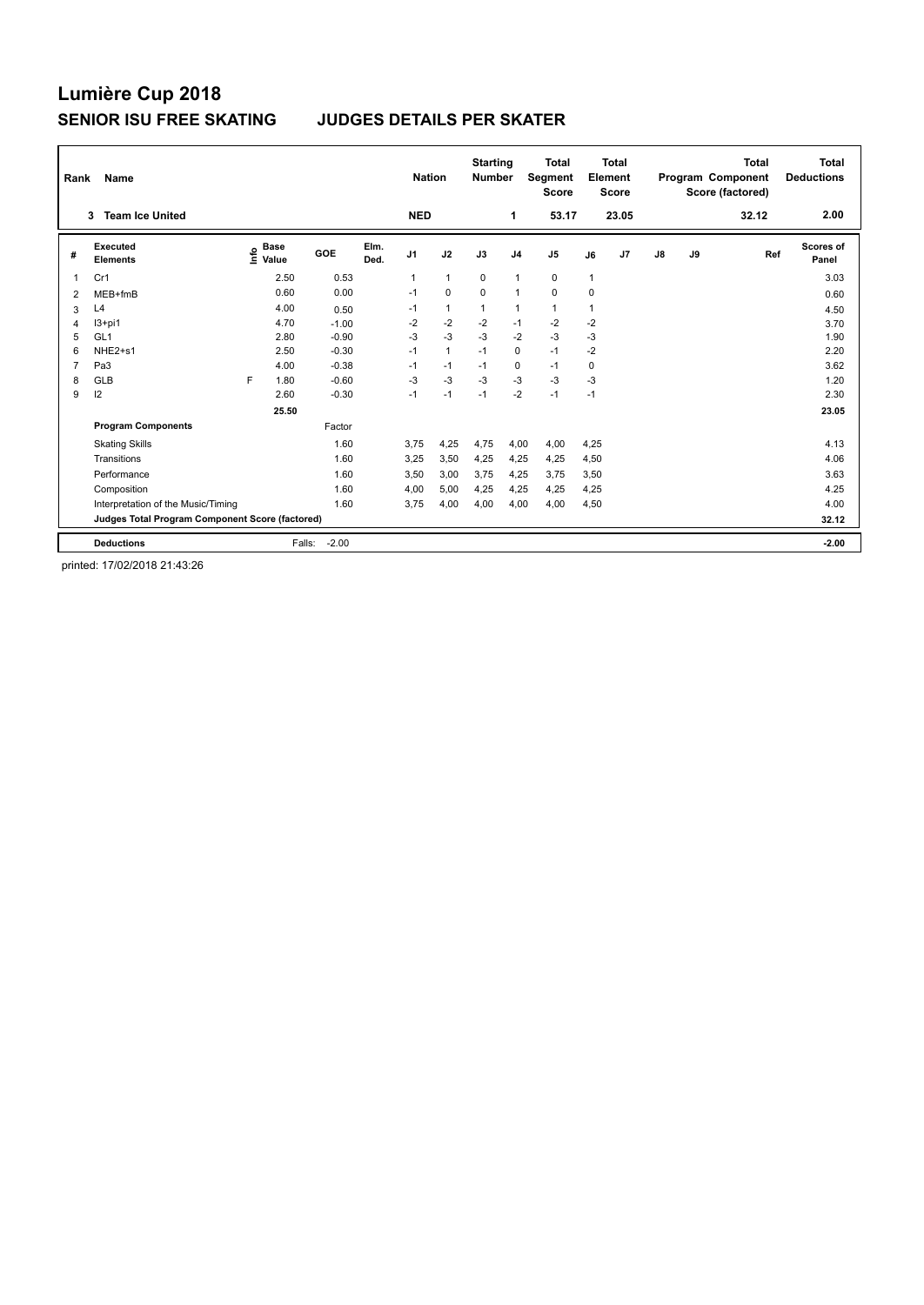# Lumière Cup 2018

## SENIOR ISU FREE SKATING JUDGES DETAILS PER SKATER

| Rank | Name | Nation | Starting Number | Total Segment Score | Total Element Score | Total Program Component Score (factored) | Total Deductions |
|---|---|---|---|---|---|---|---|
| 3 | Team Ice United | NED | 1 | 53.17 | 23.05 | 32.12 | 2.00 |

| # | Executed Elements | Info | Base Value | GOE | Elm. Ded. | J1 | J2 | J3 | J4 | J5 | J6 | J7 | J8 | J9 | Ref | Scores of Panel |
|---|---|---|---|---|---|---|---|---|---|---|---|---|---|---|---|---|
| 1 | Cr1 | | 2.50 | 0.53 | | 1 | 1 | 0 | 1 | 0 | 1 | | | | | 3.03 |
| 2 | MEB+fmB | | 0.60 | 0.00 | | -1 | 0 | 0 | 1 | 0 | 0 | | | | | 0.60 |
| 3 | L4 | | 4.00 | 0.50 | | -1 | 1 | 1 | 1 | 1 | 1 | | | | | 4.50 |
| 4 | I3+pi1 | | 4.70 | -1.00 | | -2 | -2 | -2 | -1 | -2 | -2 | | | | | 3.70 |
| 5 | GL1 | | 2.80 | -0.90 | | -3 | -3 | -3 | -2 | -3 | -3 | | | | | 1.90 |
| 6 | NHE2+s1 | | 2.50 | -0.30 | | -1 | 1 | -1 | 0 | -1 | -2 | | | | | 2.20 |
| 7 | Pa3 | | 4.00 | -0.38 | | -1 | -1 | -1 | 0 | -1 | 0 | | | | | 3.62 |
| 8 | GLB | F | 1.80 | -0.60 | | -3 | -3 | -3 | -3 | -3 | -3 | | | | | 1.20 |
| 9 | I2 | | 2.60 | -0.30 | | -1 | -1 | -1 | -2 | -1 | -1 | | | | | 2.30 |
| | | | 25.50 | | | | | | | | | | | | | 23.05 |
| | **Program Components** | | | Factor | | | | | | | | | | | | |
| | Skating Skills | | | 1.60 | | 3,75 | 4,25 | 4,75 | 4,00 | 4,00 | 4,25 | | | | | 4.13 |
| | Transitions | | | 1.60 | | 3,25 | 3,50 | 4,25 | 4,25 | 4,25 | 4,50 | | | | | 4.06 |
| | Performance | | | 1.60 | | 3,50 | 3,00 | 3,75 | 4,25 | 3,75 | 3,50 | | | | | 3.63 |
| | Composition | | | 1.60 | | 4,00 | 5,00 | 4,25 | 4,25 | 4,25 | 4,25 | | | | | 4.25 |
| | Interpretation of the Music/Timing | | | 1.60 | | 3,75 | 4,00 | 4,00 | 4,00 | 4,00 | 4,50 | | | | | 4.00 |
| | **Judges Total Program Component Score (factored)** | | | | | | | | | | | | | | | 32.12 |
| | **Deductions** | | Falls: | -2.00 | | | | | | | | | | | | -2.00 |

printed: 17/02/2018 21:43:26